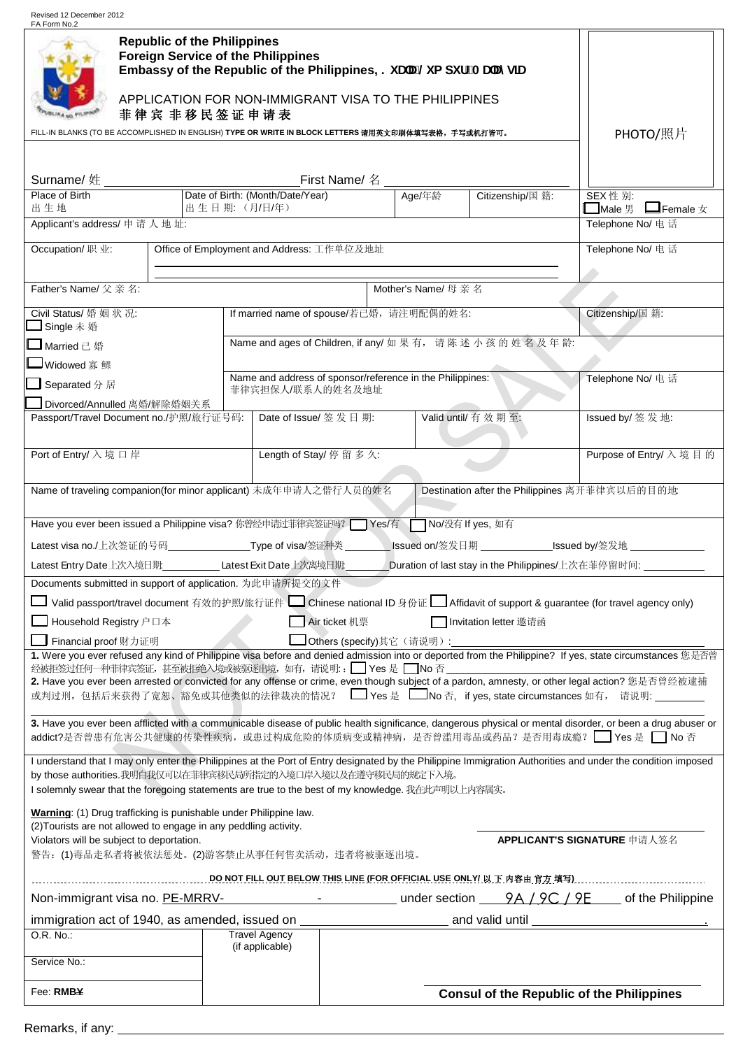Revised 12 December 2012
FA Form No.2

**Republic of the Philippines**
**Foreign Service of the Philippines**
**Embassy of the Republic of the Philippines, . XDOD/ XP SXU0 DDO\VLD**

APPLICATION FOR NON-IMMIGRANT VISA TO THE PHILIPPINES
**菲律宾非移民签证申请表**

FILL-IN BLANKS (TO BE ACCOMPLISHED IN ENGLISH) **TYPE OR WRITE IN BLOCK LETTERS 请用英文印刷体填写表格，手写或机打皆可。**

PHOTO/照片

Surname/ 姓 ______________________ First Name/ 名 ______________________

| Place of Birth 出生地 | Date of Birth: (Month/Date/Year) 出生日期:（月/日/年） | Age/年龄 | Citizenship/国籍: | SEX 性别: ☐ Male 男 ☐ Female 女 |
|---|---|---|---|---|
| Applicant's address/ 申请人地址: | | | | Telephone No/ 电话 |
| Occupation/ 职业: | Office of Employment and Address: 工作单位及地址 | | | Telephone No/ 电话 |
| Father's Name/ 父亲名: | | Mother's Name/ 母亲名 | | |
| Civil Status/ 婚姻状况: ☐ Single 未婚 | If married name of spouse/若已婚，请注明配偶的姓名: | | | Citizenship/国籍: |
| ☐ Married 已婚 ☐ Widowed 寡鳏 | Name and ages of Children, if any/ 如果有，请陈述小孩的姓名及年龄: | | | |
| ☐ Separated 分居 ☐ Divorced/Annulled 离婚/解除婚姻关系 | Name and address of sponsor/reference in the Philippines: 菲律宾担保人/联系人的姓名及地址 | | | Telephone No/ 电话 |
| Passport/Travel Document no./护照/旅行证号码: | Date of Issue/ 签发日期: | Valid until/ 有效期至: | | Issued by/ 签发地: |
| Port of Entry/ 入境口岸 | Length of Stay/ 停留多久: | | | Purpose of Entry/ 入境目的 |
| Name of traveling companion(for minor applicant) 未成年申请人之偕行人员的姓名 | | Destination after the Philippines 离开菲律宾以后的目的地 | | |

Have you ever been issued a Philippine visa? 你曾经申请过菲律宾签证吗? ☐ Yes/有 ☐ No/没有 If yes, 如有

Latest visa no./上次签证的号码__________ Type of visa/签证种类__________ Issued on/签发日期__________ Issued by/签发地__________

Latest Entry Date 上次入境日期__________ Latest Exit Date 上次离境日期__________ Duration of last stay in the Philippines/上次在菲停留时间: __________

Documents submitted in support of application. 为此申请所提交的文件

☐ Valid passport/travel document 有效的护照/旅行证件 ☐ Chinese national ID 身份证 ☐ Affidavit of support & guarantee (for travel agency only)

☐ Household Registry 户口本 ☐ Air ticket 机票 ☐ Invitation letter 邀请函

☐ Financial proof 财力证明 ☐ Others (specify)其它（请说明）: __________

**1.** Were you ever refused any kind of Philippine visa before and denied admission into or deported from the Philippine? If yes, state circumstances 您是否曾经被拒签过任何一种菲律宾签证，甚至被拒绝入境或被驱逐出境，如有，请说明：☐ Yes 是 ☐ No 否 __________

**2.** Have you ever been arrested or convicted for any offense or crime, even though subject of a pardon, amnesty, or other legal action? 您是否曾经被逮捕或判过刑，包括后来获得了宽恕、豁免或其他类似的法律裁决的情况？ ☐ Yes 是 ☐ No 否， if yes, state circumstances 如有， 请说明: __________

**3.** Have you ever been afflicted with a communicable disease of public health significance, dangerous physical or mental disorder, or been a drug abuser or addict?是否曾患有危害公共健康的传染性疾病，或患过构成危险的体质病变或精神病，是否曾滥用毒品或药品？是否用毒成瘾？ ☐ Yes 是 ☐ No 否

I understand that I may only enter the Philippines at the Port of Entry designated by the Philippine Immigration Authorities and under the condition imposed by those authorities.我明白我仅可以在菲律宾移民局所指定的入境口岸入境以及在遵守移民局的规定下入境。
I solemnly swear that the foregoing statements are true to the best of my knowledge. 我在此声明以上内容属实。

**Warning**: (1) Drug trafficking is punishable under Philippine law.
(2)Tourists are not allowed to engage in any peddling activity.
Violators will be subject to deportation.
警告：(1)毒品走私者将被依法惩处。(2)游客禁止从事任何售卖活动，违者将被驱逐出境。

**APPLICANT'S SIGNATURE** 申请人签名

**DO NOT FILL OUT BELOW THIS LINE (FOR OFFICIAL USE ONLY/ 以下内容由官方填写)**

Non-immigrant visa no. PE-MRRV-__________-__________ under section 9A / 9C / 9E of the Philippine immigration act of 1940, as amended, issued on __________ and valid until __________.

| O.R. No.: | Travel Agency (if applicable) | |
|---|---|---|
| Service No.: | | |
| Fee: **RMB¥** | | **Consul of the Republic of the Philippines** |

Remarks, if any: __________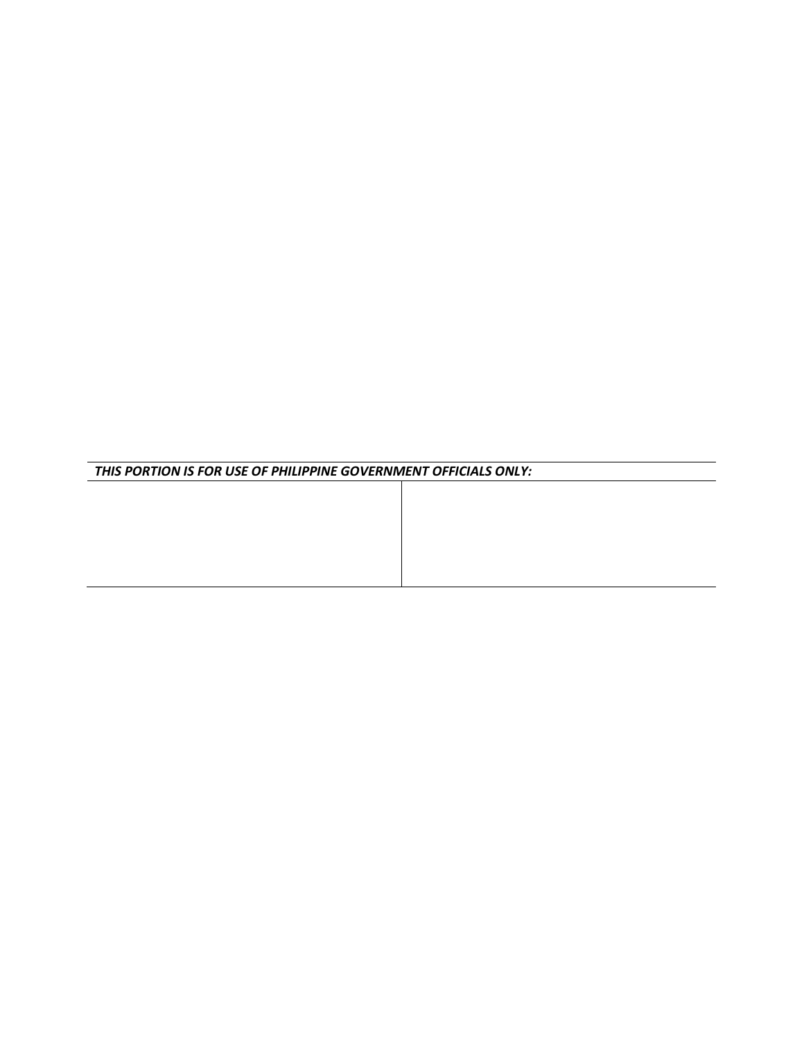***THIS PORTION IS FOR USE OF PHILIPPINE GOVERNMENT OFFICIALS ONLY:***

| | |
|---|---|
| | |